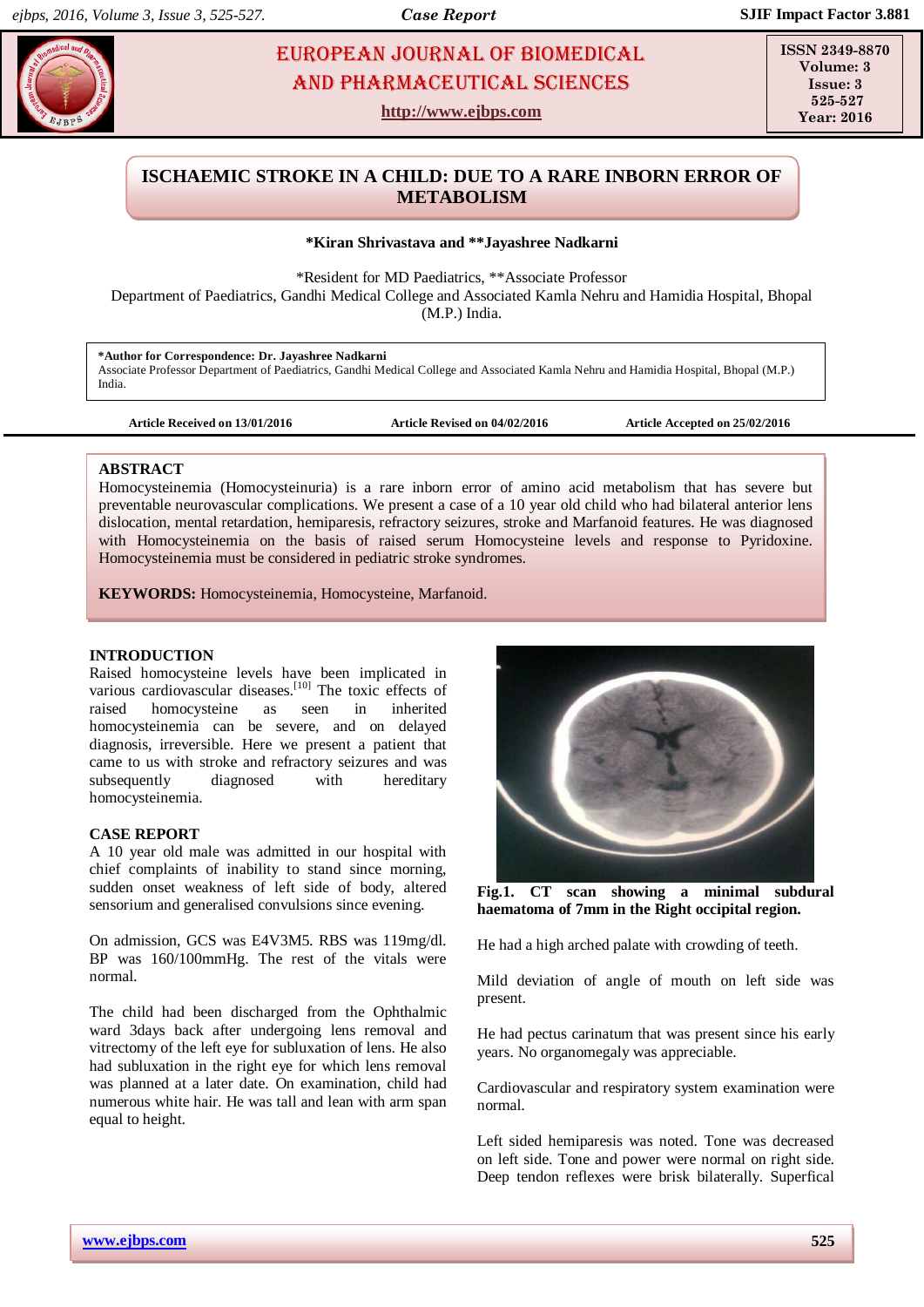# ISCHAEMIC STROKE IN A CHILD: DUE TO A RARE INBORN ERROR OF METABOLISM

**\*Kiran Shrivastava and \*\*Jayashree Nadkarni**

\*Resident for MD Paediatrics, \*\*Associate Professor
Department of Paediatrics, Gandhi Medical College and Associated Kamla Nehru and Hamidia Hospital, Bhopal (M.P.) India.

**\*Author for Correspondence: Dr. Jayashree Nadkarni**
Associate Professor Department of Paediatrics, Gandhi Medical College and Associated Kamla Nehru and Hamidia Hospital, Bhopal (M.P.) India.

**Article Received on 13/01/2016** **Article Revised on 04/02/2016** **Article Accepted on 25/02/2016**

## ABSTRACT

Homocysteinemia (Homocysteinuria) is a rare inborn error of amino acid metabolism that has severe but preventable neurovascular complications. We present a case of a 10 year old child who had bilateral anterior lens dislocation, mental retardation, hemiparesis, refractory seizures, stroke and Marfanoid features. He was diagnosed with Homocysteinemia on the basis of raised serum Homocysteine levels and response to Pyridoxine. Homocysteinemia must be considered in pediatric stroke syndromes.

**KEYWORDS:** Homocysteinemia, Homocysteine, Marfanoid.

## INTRODUCTION

Raised homocysteine levels have been implicated in various cardiovascular diseases.[10] The toxic effects of raised homocysteine as seen in inherited homocysteinemia can be severe, and on delayed diagnosis, irreversible. Here we present a patient that came to us with stroke and refractory seizures and was subsequently diagnosed with hereditary homocysteinemia.

## CASE REPORT

A 10 year old male was admitted in our hospital with chief complaints of inability to stand since morning, sudden onset weakness of left side of body, altered sensorium and generalised convulsions since evening.

On admission, GCS was E4V3M5. RBS was 119mg/dl. BP was 160/100mmHg. The rest of the vitals were normal.

The child had been discharged from the Ophthalmic ward 3days back after undergoing lens removal and vitrectomy of the left eye for subluxation of lens. He also had subluxation in the right eye for which lens removal was planned at a later date. On examination, child had numerous white hair. He was tall and lean with arm span equal to height.

**Fig.1. CT scan showing a minimal subdural haematoma of 7mm in the Right occipital region.**

He had a high arched palate with crowding of teeth.

Mild deviation of angle of mouth on left side was present.

He had pectus carinatum that was present since his early years. No organomegaly was appreciable.

Cardiovascular and respiratory system examination were normal.

Left sided hemiparesis was noted. Tone was decreased on left side. Tone and power were normal on right side. Deep tendon reflexes were brisk bilaterally. Superfical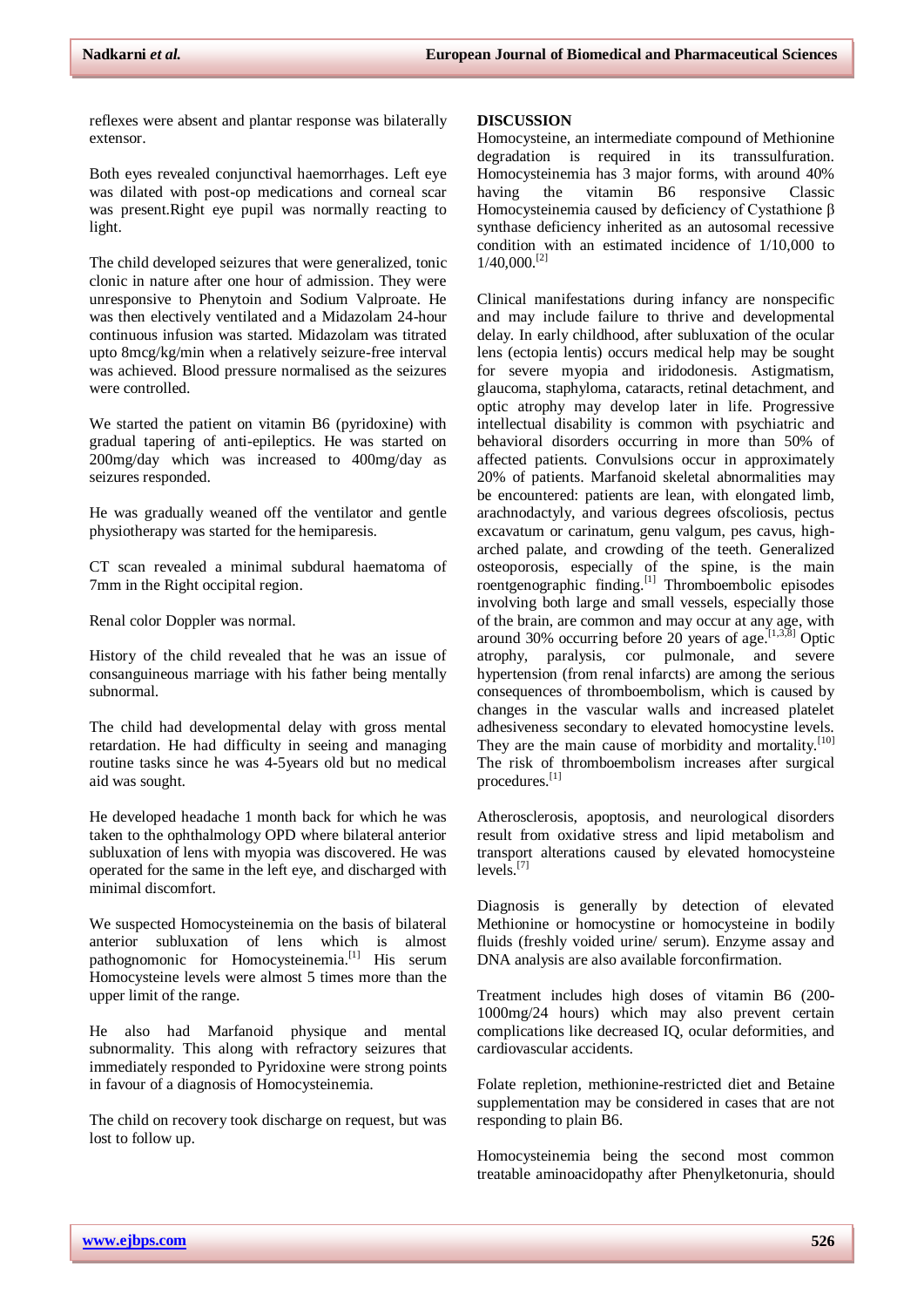reflexes were absent and plantar response was bilaterally extensor.

Both eyes revealed conjunctival haemorrhages. Left eye was dilated with post-op medications and corneal scar was present.Right eye pupil was normally reacting to light.

The child developed seizures that were generalized, tonic clonic in nature after one hour of admission. They were unresponsive to Phenytoin and Sodium Valproate. He was then electively ventilated and a Midazolam 24-hour continuous infusion was started. Midazolam was titrated upto 8mcg/kg/min when a relatively seizure-free interval was achieved. Blood pressure normalised as the seizures were controlled.

We started the patient on vitamin B6 (pyridoxine) with gradual tapering of anti-epileptics. He was started on 200mg/day which was increased to 400mg/day as seizures responded.

He was gradually weaned off the ventilator and gentle physiotherapy was started for the hemiparesis.

CT scan revealed a minimal subdural haematoma of 7mm in the Right occipital region.

Renal color Doppler was normal.

History of the child revealed that he was an issue of consanguineous marriage with his father being mentally subnormal.

The child had developmental delay with gross mental retardation. He had difficulty in seeing and managing routine tasks since he was 4-5years old but no medical aid was sought.

He developed headache 1 month back for which he was taken to the ophthalmology OPD where bilateral anterior subluxation of lens with myopia was discovered. He was operated for the same in the left eye, and discharged with minimal discomfort.

We suspected Homocysteinemia on the basis of bilateral anterior subluxation of lens which is almost pathognomonic for Homocysteinemia.[1] His serum Homocysteine levels were almost 5 times more than the upper limit of the range.

He also had Marfanoid physique and mental subnormality. This along with refractory seizures that immediately responded to Pyridoxine were strong points in favour of a diagnosis of Homocysteinemia.

The child on recovery took discharge on request, but was lost to follow up.

## DISCUSSION

Homocysteine, an intermediate compound of Methionine degradation is required in its transsulfuration. Homocysteinemia has 3 major forms, with around 40% having the vitamin B6 responsive Classic Homocysteinemia caused by deficiency of Cystathione β synthase deficiency inherited as an autosomal recessive condition with an estimated incidence of 1/10,000 to 1/40,000.[2]

Clinical manifestations during infancy are nonspecific and may include failure to thrive and developmental delay. In early childhood, after subluxation of the ocular lens (ectopia lentis) occurs medical help may be sought for severe myopia and iridodonesis. Astigmatism, glaucoma, staphyloma, cataracts, retinal detachment, and optic atrophy may develop later in life. Progressive intellectual disability is common with psychiatric and behavioral disorders occurring in more than 50% of affected patients. Convulsions occur in approximately 20% of patients. Marfanoid skeletal abnormalities may be encountered: patients are lean, with elongated limb, arachnodactyly, and various degrees ofscoliosis, pectus excavatum or carinatum, genu valgum, pes cavus, high-arched palate, and crowding of the teeth. Generalized osteoporosis, especially of the spine, is the main roentgenographic finding.[1] Thromboembolic episodes involving both large and small vessels, especially those of the brain, are common and may occur at any age, with around 30% occurring before 20 years of age.[1,3,8] Optic atrophy, paralysis, cor pulmonale, and severe hypertension (from renal infarcts) are among the serious consequences of thromboembolism, which is caused by changes in the vascular walls and increased platelet adhesiveness secondary to elevated homocystine levels. They are the main cause of morbidity and mortality.[10] The risk of thromboembolism increases after surgical procedures.[1]

Atherosclerosis, apoptosis, and neurological disorders result from oxidative stress and lipid metabolism and transport alterations caused by elevated homocysteine levels.[7]

Diagnosis is generally by detection of elevated Methionine or homocystine or homocysteine in bodily fluids (freshly voided urine/ serum). Enzyme assay and DNA analysis are also available forconfirmation.

Treatment includes high doses of vitamin B6 (200-1000mg/24 hours) which may also prevent certain complications like decreased IQ, ocular deformities, and cardiovascular accidents.

Folate repletion, methionine-restricted diet and Betaine supplementation may be considered in cases that are not responding to plain B6.

Homocysteinemia being the second most common treatable aminoacidopathy after Phenylketonuria, should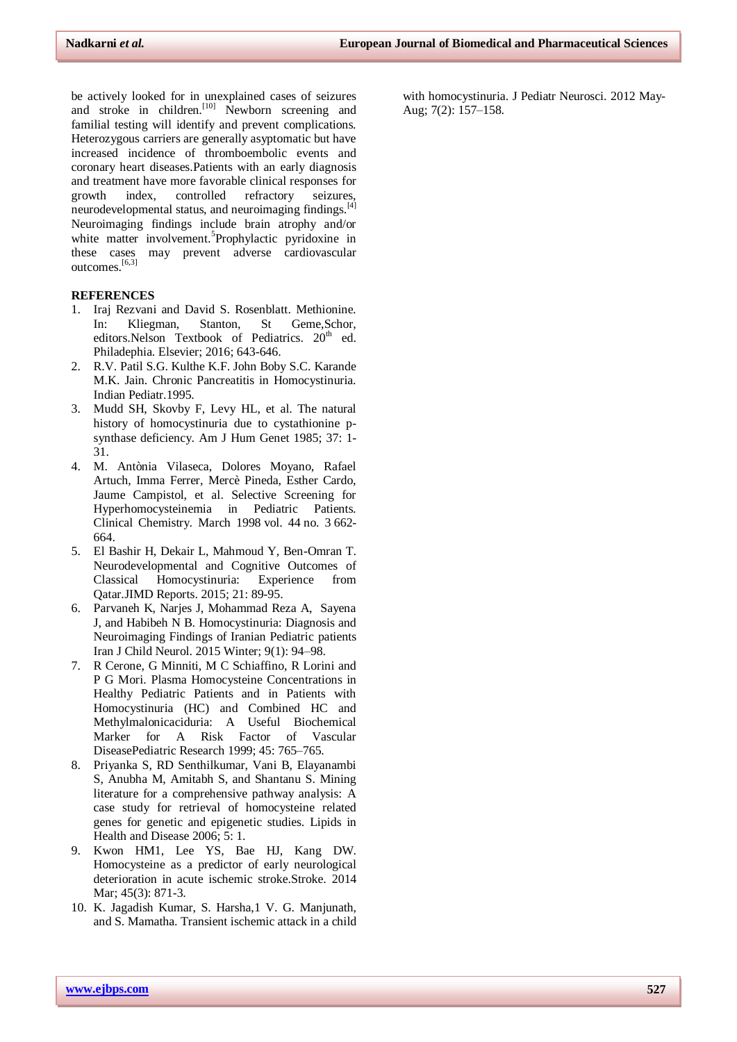be actively looked for in unexplained cases of seizures and stroke in children.[10] Newborn screening and familial testing will identify and prevent complications. Heterozygous carriers are generally asyptomatic but have increased incidence of thromboembolic events and coronary heart diseases.Patients with an early diagnosis and treatment have more favorable clinical responses for growth index, controlled refractory seizures, neurodevelopmental status, and neuroimaging findings.[4] Neuroimaging findings include brain atrophy and/or white matter involvement.[5]Prophylactic pyridoxine in these cases may prevent adverse cardiovascular outcomes.[6,3]

## REFERENCES

1. Iraj Rezvani and David S. Rosenblatt. Methionine. In: Kliegman, Stanton, St Geme,Schor, editors.Nelson Textbook of Pediatrics. 20th ed. Philadephia. Elsevier; 2016; 643-646.
2. R.V. Patil S.G. Kulthe K.F. John Boby S.C. Karande M.K. Jain. Chronic Pancreatitis in Homocystinuria. Indian Pediatr.1995.
3. Mudd SH, Skovby F, Levy HL, et al. The natural history of homocystinuria due to cystathionine p-synthase deficiency. Am J Hum Genet 1985; 37: 1-31.
4. M. Antònia Vilaseca, Dolores Moyano, Rafael Artuch, Imma Ferrer, Mercè Pineda, Esther Cardo, Jaume Campistol, et al. Selective Screening for Hyperhomocysteinemia in Pediatric Patients. Clinical Chemistry. March 1998 vol. 44 no. 3 662-664.
5. El Bashir H, Dekair L, Mahmoud Y, Ben-Omran T. Neurodevelopmental and Cognitive Outcomes of Classical Homocystinuria: Experience from Qatar.JIMD Reports. 2015; 21: 89-95.
6. Parvaneh K, Narjes J, Mohammad Reza A, Sayena J, and Habibeh N B. Homocystinuria: Diagnosis and Neuroimaging Findings of Iranian Pediatric patients Iran J Child Neurol. 2015 Winter; 9(1): 94–98.
7. R Cerone, G Minniti, M C Schiaffino, R Lorini and P G Mori. Plasma Homocysteine Concentrations in Healthy Pediatric Patients and in Patients with Homocystinuria (HC) and Combined HC and Methylmalonicaciduria: A Useful Biochemical Marker for A Risk Factor of Vascular DiseasePediatric Research 1999; 45: 765–765.
8. Priyanka S, RD Senthilkumar, Vani B, Elayanambi S, Anubha M, Amitabh S, and Shantanu S. Mining literature for a comprehensive pathway analysis: A case study for retrieval of homocysteine related genes for genetic and epigenetic studies. Lipids in Health and Disease 2006; 5: 1.
9. Kwon HM1, Lee YS, Bae HJ, Kang DW. Homocysteine as a predictor of early neurological deterioration in acute ischemic stroke.Stroke. 2014 Mar; 45(3): 871-3.
10. K. Jagadish Kumar, S. Harsha,1 V. G. Manjunath, and S. Mamatha. Transient ischemic attack in a child with homocystinuria. J Pediatr Neurosci. 2012 May-Aug; 7(2): 157–158.